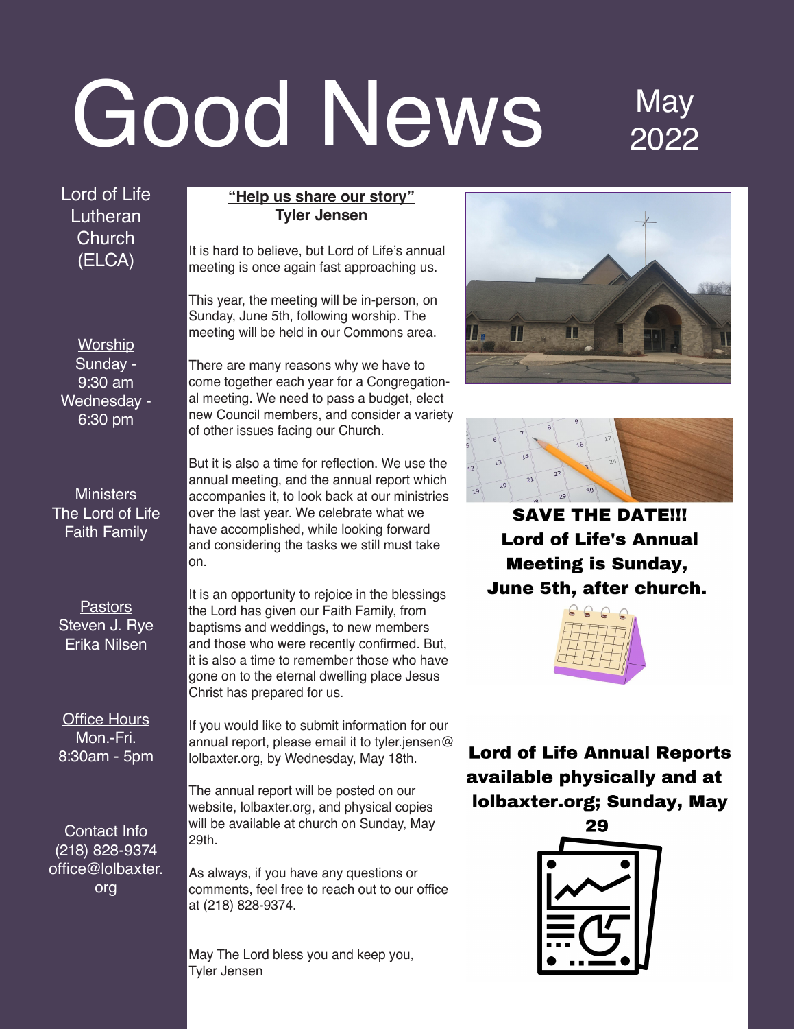# Good News

May 2022

Lord of Life Lutheran Church (ELCA)

Worship
Sunday - 9:30 am
Wednesday - 6:30 pm

Ministers
The Lord of Life Faith Family

Pastors
Steven J. Rye
Erika Nilsen

Office Hours
Mon.-Fri.
8:30am - 5pm

Contact Info
(218) 828-9374
office@lolbaxter.org

## "Help us share our story"

### Tyler Jensen

It is hard to believe, but Lord of Life's annual meeting is once again fast approaching us.

This year, the meeting will be in-person, on Sunday, June 5th, following worship. The meeting will be held in our Commons area.

There are many reasons why we have to come together each year for a Congregational meeting. We need to pass a budget, elect new Council members, and consider a variety of other issues facing our Church.

But it is also a time for reflection. We use the annual meeting, and the annual report which accompanies it, to look back at our ministries over the last year. We celebrate what we have accomplished, while looking forward and considering the tasks we still must take on.

It is an opportunity to rejoice in the blessings the Lord has given our Faith Family, from baptisms and weddings, to new members and those who were recently confirmed. But, it is also a time to remember those who have gone on to the eternal dwelling place Jesus Christ has prepared for us.

If you would like to submit information for our annual report, please email it to tyler.jensen@lolbaxter.org, by Wednesday, May 18th.

The annual report will be posted on our website, lolbaxter.org, and physical copies will be available at church on Sunday, May 29th.

As always, if you have any questions or comments, feel free to reach out to our office at (218) 828-9374.

May The Lord bless you and keep you,
Tyler Jensen

**SAVE THE DATE!!! Lord of Life's Annual Meeting is Sunday, June 5th, after church.**

**Lord of Life Annual Reports available physically and at lolbaxter.org; Sunday, May 29**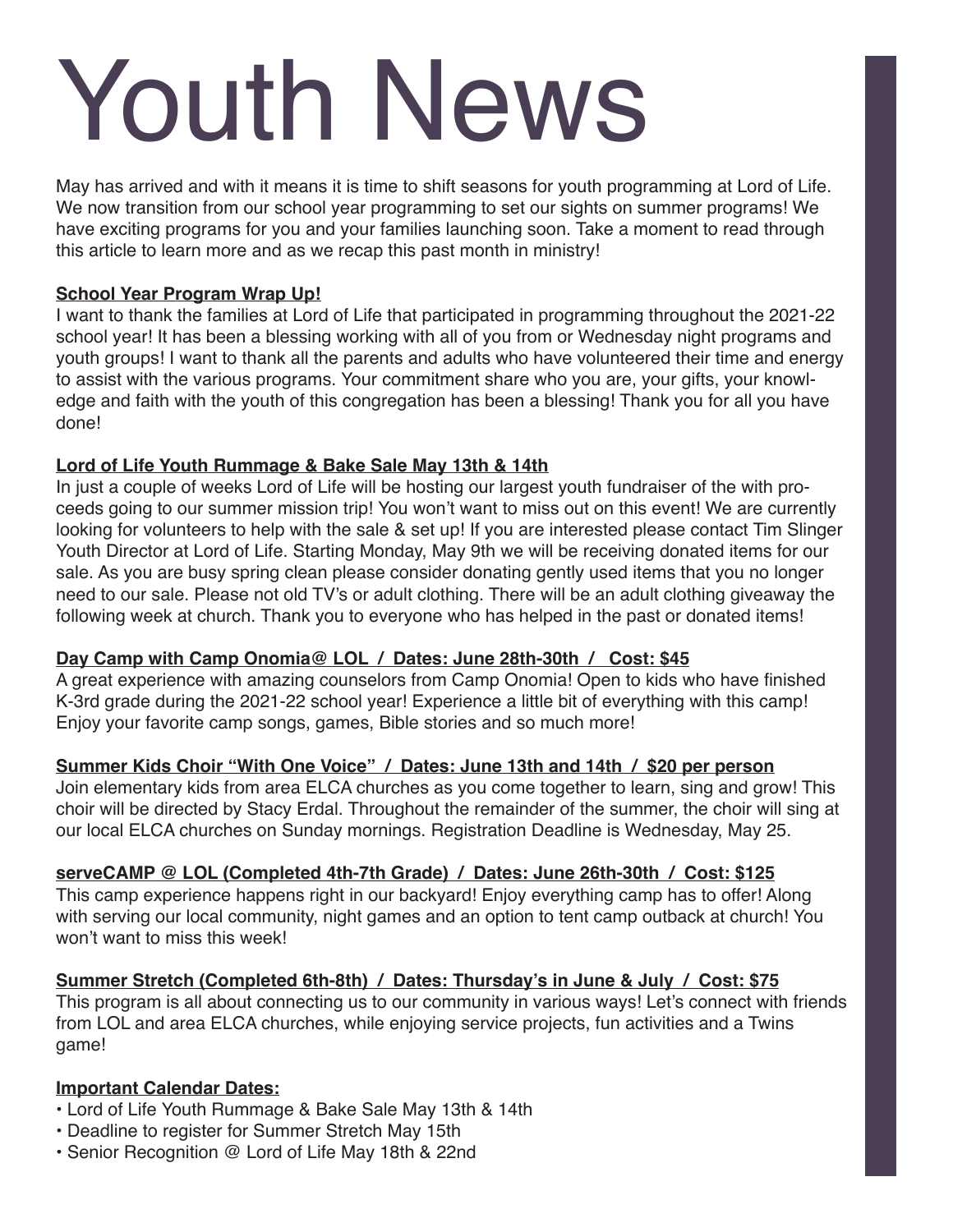# Youth News

May has arrived and with it means it is time to shift seasons for youth programming at Lord of Life. We now transition from our school year programming to set our sights on summer programs! We have exciting programs for you and your families launching soon. Take a moment to read through this article to learn more and as we recap this past month in ministry!

**School Year Program Wrap Up!**

I want to thank the families at Lord of Life that participated in programming throughout the 2021-22 school year! It has been a blessing working with all of you from or Wednesday night programs and youth groups! I want to thank all the parents and adults who have volunteered their time and energy to assist with the various programs. Your commitment share who you are, your gifts, your knowledge and faith with the youth of this congregation has been a blessing! Thank you for all you have done!

**Lord of Life Youth Rummage & Bake Sale May 13th & 14th**

In just a couple of weeks Lord of Life will be hosting our largest youth fundraiser of the with proceeds going to our summer mission trip! You won't want to miss out on this event! We are currently looking for volunteers to help with the sale & set up! If you are interested please contact Tim Slinger Youth Director at Lord of Life. Starting Monday, May 9th we will be receiving donated items for our sale. As you are busy spring clean please consider donating gently used items that you no longer need to our sale. Please not old TV's or adult clothing. There will be an adult clothing giveaway the following week at church. Thank you to everyone who has helped in the past or donated items!

**Day Camp with Camp Onomia@ LOL / Dates: June 28th-30th / Cost: $45**

A great experience with amazing counselors from Camp Onomia! Open to kids who have finished K-3rd grade during the 2021-22 school year! Experience a little bit of everything with this camp! Enjoy your favorite camp songs, games, Bible stories and so much more!

**Summer Kids Choir "With One Voice" / Dates: June 13th and 14th / $20 per person**

Join elementary kids from area ELCA churches as you come together to learn, sing and grow! This choir will be directed by Stacy Erdal. Throughout the remainder of the summer, the choir will sing at our local ELCA churches on Sunday mornings. Registration Deadline is Wednesday, May 25.

**serveCAMP @ LOL (Completed 4th-7th Grade) / Dates: June 26th-30th / Cost: $125**

This camp experience happens right in our backyard! Enjoy everything camp has to offer! Along with serving our local community, night games and an option to tent camp outback at church! You won't want to miss this week!

**Summer Stretch (Completed 6th-8th) / Dates: Thursday's in June & July / Cost: $75**

This program is all about connecting us to our community in various ways! Let's connect with friends from LOL and area ELCA churches, while enjoying service projects, fun activities and a Twins game!

**Important Calendar Dates:**

- Lord of Life Youth Rummage & Bake Sale May 13th & 14th
- Deadline to register for Summer Stretch May 15th
- Senior Recognition @ Lord of Life May 18th & 22nd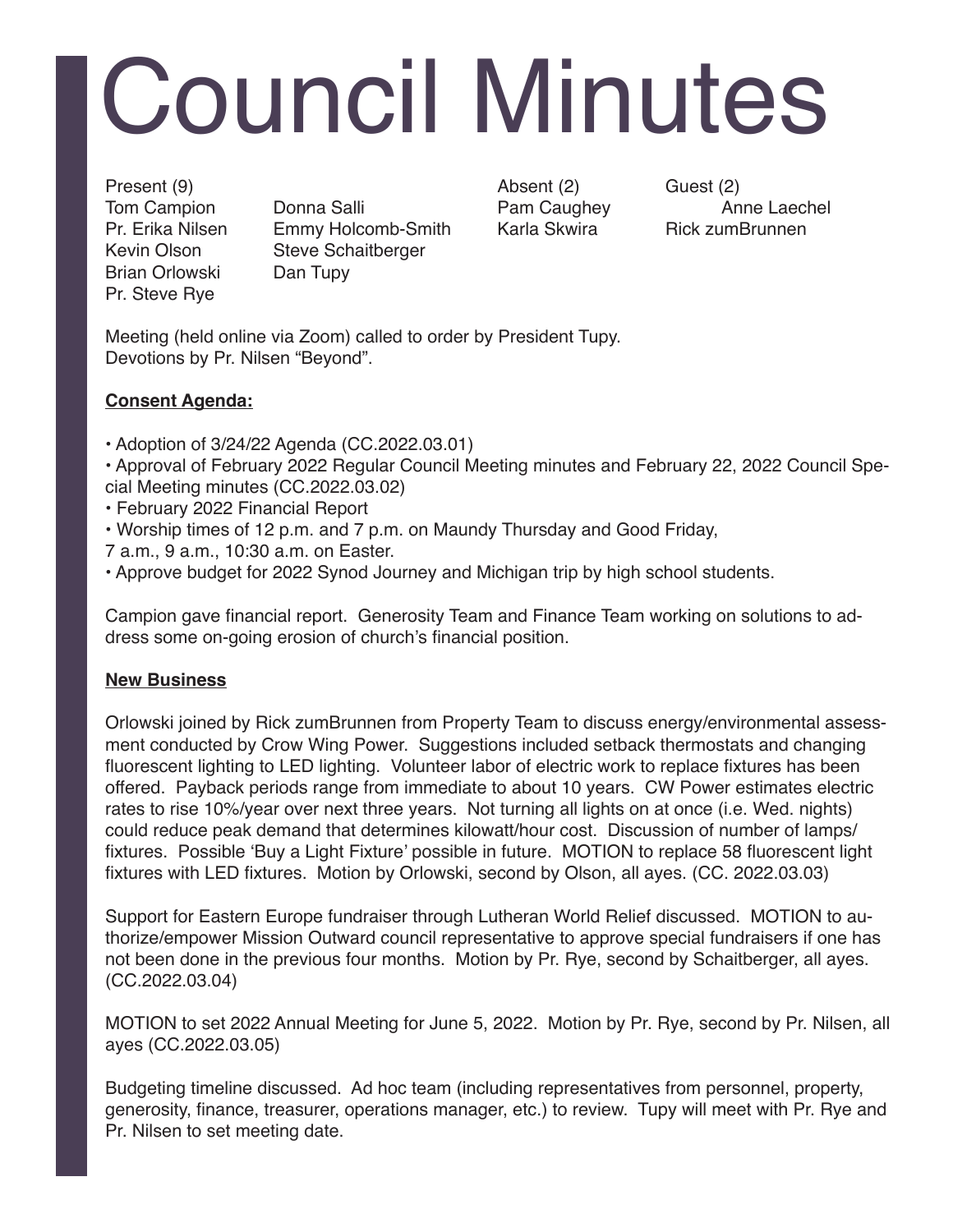# Council Minutes

| Present (9) | | Absent (2) | Guest (2) |
|---|---|---|---|
| Tom Campion | Donna Salli | Pam Caughey | Anne Laechel |
| Pr. Erika Nilsen | Emmy Holcomb-Smith | Karla Skwira | Rick zumBrunnen |
| Kevin Olson | Steve Schaitberger | | |
| Brian Orlowski | Dan Tupy | | |
| Pr. Steve Rye | | | |

Meeting (held online via Zoom) called to order by President Tupy.
Devotions by Pr. Nilsen "Beyond".

**Consent Agenda:**

- Adoption of 3/24/22 Agenda (CC.2022.03.01)
- Approval of February 2022 Regular Council Meeting minutes and February 22, 2022 Council Special Meeting minutes (CC.2022.03.02)
- February 2022 Financial Report
- Worship times of 12 p.m. and 7 p.m. on Maundy Thursday and Good Friday, 7 a.m., 9 a.m., 10:30 a.m. on Easter.
- Approve budget for 2022 Synod Journey and Michigan trip by high school students.

Campion gave financial report. Generosity Team and Finance Team working on solutions to address some on-going erosion of church's financial position.

**New Business**

Orlowski joined by Rick zumBrunnen from Property Team to discuss energy/environmental assessment conducted by Crow Wing Power. Suggestions included setback thermostats and changing fluorescent lighting to LED lighting. Volunteer labor of electric work to replace fixtures has been offered. Payback periods range from immediate to about 10 years. CW Power estimates electric rates to rise 10%/year over next three years. Not turning all lights on at once (i.e. Wed. nights) could reduce peak demand that determines kilowatt/hour cost. Discussion of number of lamps/fixtures. Possible 'Buy a Light Fixture' possible in future. MOTION to replace 58 fluorescent light fixtures with LED fixtures. Motion by Orlowski, second by Olson, all ayes. (CC. 2022.03.03)

Support for Eastern Europe fundraiser through Lutheran World Relief discussed. MOTION to authorize/empower Mission Outward council representative to approve special fundraisers if one has not been done in the previous four months. Motion by Pr. Rye, second by Schaitberger, all ayes. (CC.2022.03.04)

MOTION to set 2022 Annual Meeting for June 5, 2022. Motion by Pr. Rye, second by Pr. Nilsen, all ayes (CC.2022.03.05)

Budgeting timeline discussed. Ad hoc team (including representatives from personnel, property, generosity, finance, treasurer, operations manager, etc.) to review. Tupy will meet with Pr. Rye and Pr. Nilsen to set meeting date.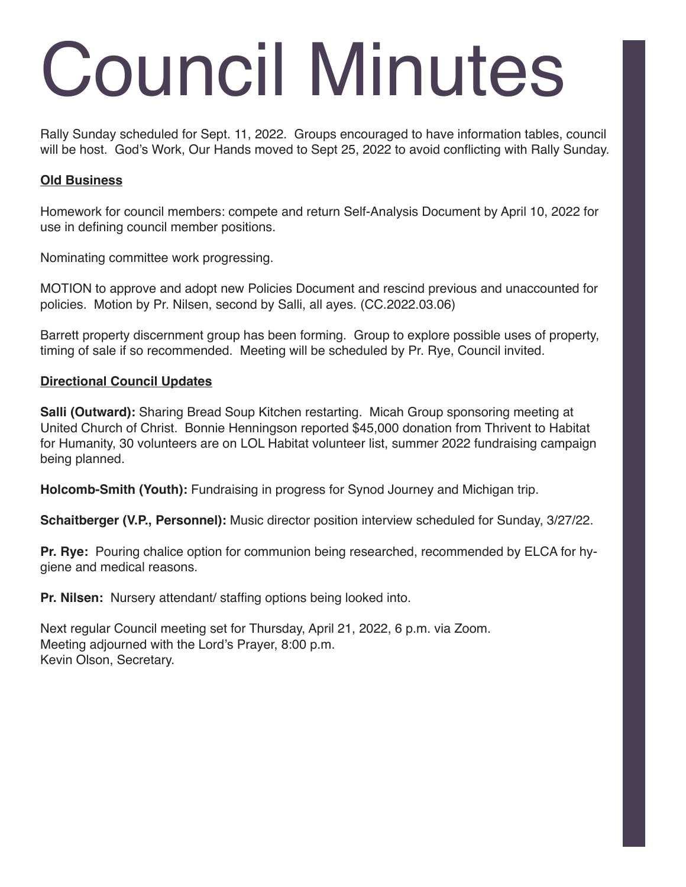# Council Minutes

Rally Sunday scheduled for Sept. 11, 2022. Groups encouraged to have information tables, council will be host. God's Work, Our Hands moved to Sept 25, 2022 to avoid conflicting with Rally Sunday.

**Old Business**

Homework for council members: compete and return Self-Analysis Document by April 10, 2022 for use in defining council member positions.

Nominating committee work progressing.

MOTION to approve and adopt new Policies Document and rescind previous and unaccounted for policies. Motion by Pr. Nilsen, second by Salli, all ayes. (CC.2022.03.06)

Barrett property discernment group has been forming. Group to explore possible uses of property, timing of sale if so recommended. Meeting will be scheduled by Pr. Rye, Council invited.

**Directional Council Updates**

**Salli (Outward):** Sharing Bread Soup Kitchen restarting. Micah Group sponsoring meeting at United Church of Christ. Bonnie Henningson reported $45,000 donation from Thrivent to Habitat for Humanity, 30 volunteers are on LOL Habitat volunteer list, summer 2022 fundraising campaign being planned.

**Holcomb-Smith (Youth):** Fundraising in progress for Synod Journey and Michigan trip.

**Schaitberger (V.P., Personnel):** Music director position interview scheduled for Sunday, 3/27/22.

**Pr. Rye:** Pouring chalice option for communion being researched, recommended by ELCA for hygiene and medical reasons.

**Pr. Nilsen:** Nursery attendant/ staffing options being looked into.

Next regular Council meeting set for Thursday, April 21, 2022, 6 p.m. via Zoom.
Meeting adjourned with the Lord's Prayer, 8:00 p.m.
Kevin Olson, Secretary.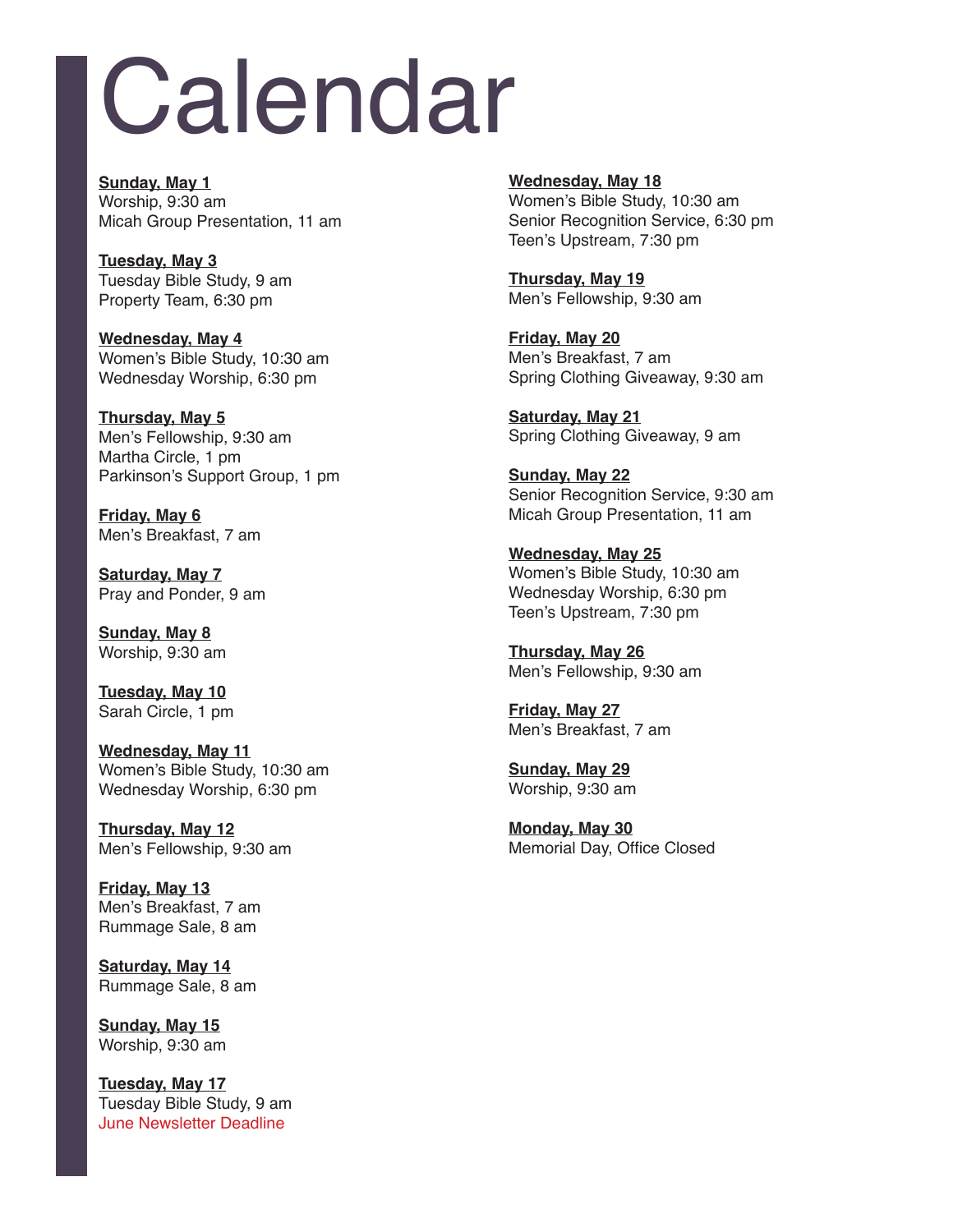# Calendar

**Sunday, May 1**
Worship, 9:30 am
Micah Group Presentation, 11 am

**Tuesday, May 3**
Tuesday Bible Study, 9 am
Property Team, 6:30 pm

**Wednesday, May 4**
Women's Bible Study, 10:30 am
Wednesday Worship, 6:30 pm

**Thursday, May 5**
Men's Fellowship, 9:30 am
Martha Circle, 1 pm
Parkinson's Support Group, 1 pm

**Friday, May 6**
Men's Breakfast, 7 am

**Saturday, May 7**
Pray and Ponder, 9 am

**Sunday, May 8**
Worship, 9:30 am

**Tuesday, May 10**
Sarah Circle, 1 pm

**Wednesday, May 11**
Women's Bible Study, 10:30 am
Wednesday Worship, 6:30 pm

**Thursday, May 12**
Men's Fellowship, 9:30 am

**Friday, May 13**
Men's Breakfast, 7 am
Rummage Sale, 8 am

**Saturday, May 14**
Rummage Sale, 8 am

**Sunday, May 15**
Worship, 9:30 am

**Tuesday, May 17**
Tuesday Bible Study, 9 am
June Newsletter Deadline

**Wednesday, May 18**
Women's Bible Study, 10:30 am
Senior Recognition Service, 6:30 pm
Teen's Upstream, 7:30 pm

**Thursday, May 19**
Men's Fellowship, 9:30 am

**Friday, May 20**
Men's Breakfast, 7 am
Spring Clothing Giveaway, 9:30 am

**Saturday, May 21**
Spring Clothing Giveaway, 9 am

**Sunday, May 22**
Senior Recognition Service, 9:30 am
Micah Group Presentation, 11 am

**Wednesday, May 25**
Women's Bible Study, 10:30 am
Wednesday Worship, 6:30 pm
Teen's Upstream, 7:30 pm

**Thursday, May 26**
Men's Fellowship, 9:30 am

**Friday, May 27**
Men's Breakfast, 7 am

**Sunday, May 29**
Worship, 9:30 am

**Monday, May 30**
Memorial Day, Office Closed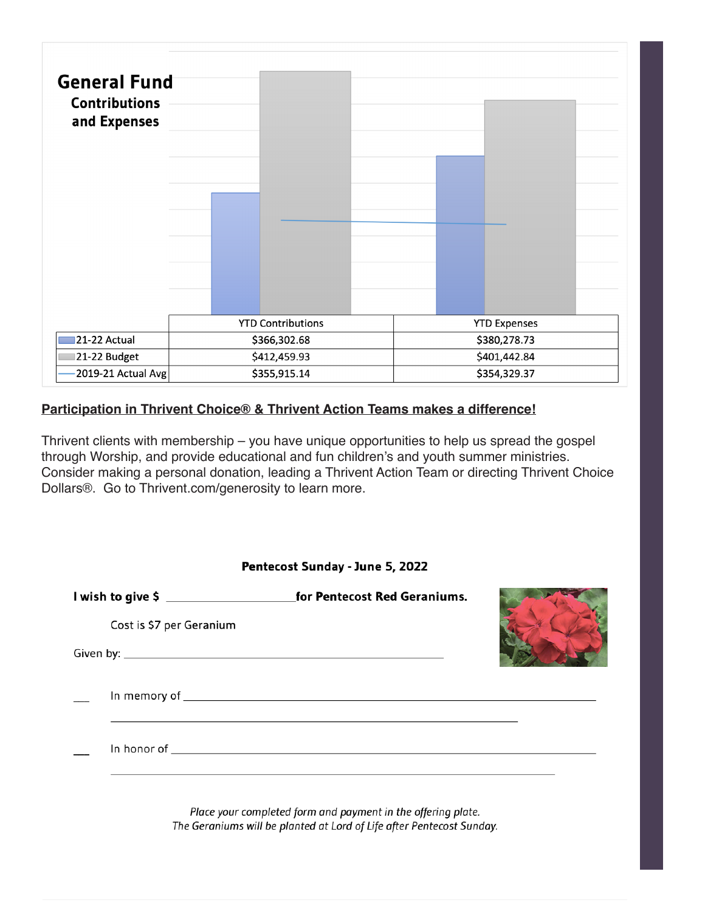## General Fund

### Contributions and Expenses

| | YTD Contributions | YTD Expenses |
|---|---|---|
| 21-22 Actual | $366,302.68 | $380,278.73 |
| 21-22 Budget | $412,459.93 | $401,442.84 |
| 2019-21 Actual Avg | $355,915.14 | $354,329.37 |

**Participation in Thrivent Choice® & Thrivent Action Teams makes a difference!**

Thrivent clients with membership – you have unique opportunities to help us spread the gospel through Worship, and provide educational and fun children's and youth summer ministries. Consider making a personal donation, leading a Thrivent Action Team or directing Thrivent Choice Dollars®. Go to Thrivent.com/generosity to learn more.

**Pentecost Sunday - June 5, 2022**

**I wish to give $ ____________________ for Pentecost Red Geraniums.**

Cost is $7 per Geranium

Given by: ____________________________________________

___ In memory of ____________________________________________

____________________________________________

___ In honor of ____________________________________________

____________________________________________

*Place your completed form and payment in the offering plate.*
*The Geraniums will be planted at Lord of Life after Pentecost Sunday.*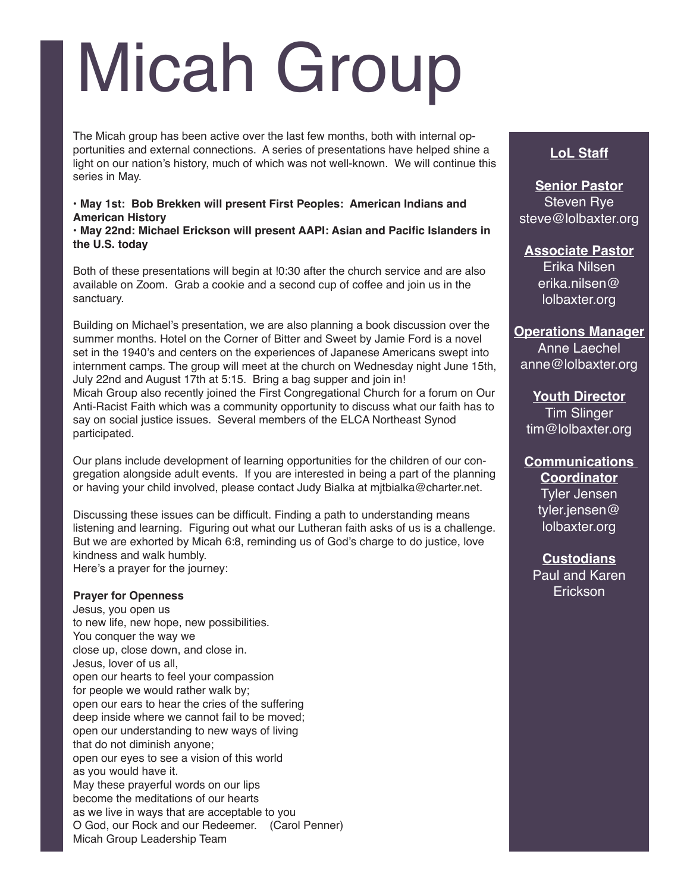# Micah Group

The Micah group has been active over the last few months, both with internal opportunities and external connections. A series of presentations have helped shine a light on our nation's history, much of which was not well-known. We will continue this series in May.

- **May 1st: Bob Brekken will present First Peoples: American Indians and American History**
- **May 22nd: Michael Erickson will present AAPI: Asian and Pacific Islanders in the U.S. today**

Both of these presentations will begin at !0:30 after the church service and are also available on Zoom. Grab a cookie and a second cup of coffee and join us in the sanctuary.

Building on Michael's presentation, we are also planning a book discussion over the summer months. Hotel on the Corner of Bitter and Sweet by Jamie Ford is a novel set in the 1940's and centers on the experiences of Japanese Americans swept into internment camps. The group will meet at the church on Wednesday night June 15th, July 22nd and August 17th at 5:15. Bring a bag supper and join in!

Micah Group also recently joined the First Congregational Church for a forum on Our Anti-Racist Faith which was a community opportunity to discuss what our faith has to say on social justice issues. Several members of the ELCA Northeast Synod participated.

Our plans include development of learning opportunities for the children of our congregation alongside adult events. If you are interested in being a part of the planning or having your child involved, please contact Judy Bialka at mjtbialka@charter.net.

Discussing these issues can be difficult. Finding a path to understanding means listening and learning. Figuring out what our Lutheran faith asks of us is a challenge. But we are exhorted by Micah 6:8, reminding us of God's charge to do justice, love kindness and walk humbly.

Here's a prayer for the journey:

**Prayer for Openness**

Jesus, you open us  
to new life, new hope, new possibilities.  
You conquer the way we  
close up, close down, and close in.  
Jesus, lover of us all,  
open our hearts to feel your compassion  
for people we would rather walk by;  
open our ears to hear the cries of the suffering  
deep inside where we cannot fail to be moved;  
open our understanding to new ways of living  
that do not diminish anyone;  
open our eyes to see a vision of this world  
as you would have it.  
May these prayerful words on our lips  
become the meditations of our hearts  
as we live in ways that are acceptable to you  
O God, our Rock and our Redeemer. (Carol Penner)

Micah Group Leadership Team

**LoL Staff**

**Senior Pastor**  
Steven Rye  
steve@lolbaxter.org

**Associate Pastor**  
Erika Nilsen  
erika.nilsen@lolbaxter.org

**Operations Manager**  
Anne Laechel  
anne@lolbaxter.org

**Youth Director**  
Tim Slinger  
tim@lolbaxter.org

**Communications Coordinator**  
Tyler Jensen  
tyler.jensen@lolbaxter.org

**Custodians**  
Paul and Karen Erickson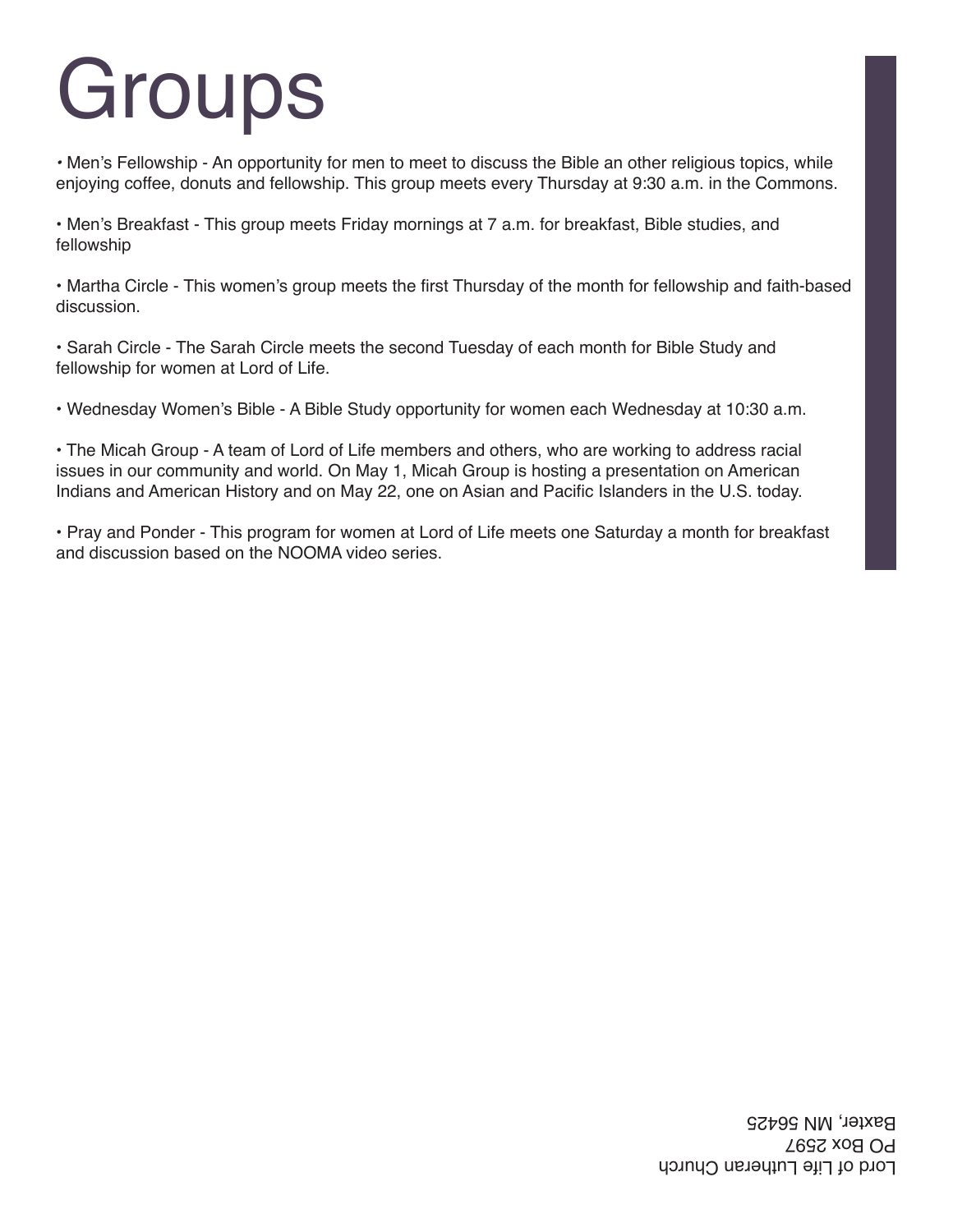# Groups

- Men's Fellowship - An opportunity for men to meet to discuss the Bible an other religious topics, while enjoying coffee, donuts and fellowship. This group meets every Thursday at 9:30 a.m. in the Commons.

- Men's Breakfast - This group meets Friday mornings at 7 a.m. for breakfast, Bible studies, and fellowship

- Martha Circle - This women's group meets the first Thursday of the month for fellowship and faith-based discussion.

- Sarah Circle - The Sarah Circle meets the second Tuesday of each month for Bible Study and fellowship for women at Lord of Life.

- Wednesday Women's Bible - A Bible Study opportunity for women each Wednesday at 10:30 a.m.

- The Micah Group - A team of Lord of Life members and others, who are working to address racial issues in our community and world. On May 1, Micah Group is hosting a presentation on American Indians and American History and on May 22, one on Asian and Pacific Islanders in the U.S. today.

- Pray and Ponder - This program for women at Lord of Life meets one Saturday a month for breakfast and discussion based on the NOOMA video series.

Lord of Life Lutheran Church
PO Box 2597
Baxter, MN 56425